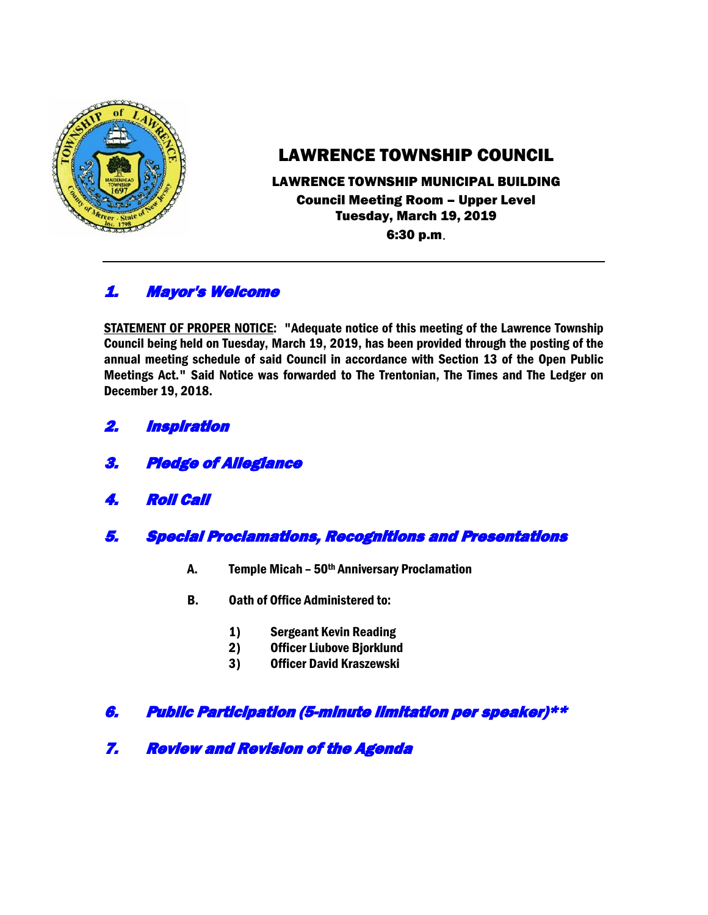# LAWRENCE TOWNSHIP COUNCIL

**LAWRENCE TOWNSHIP MUNICIPAL BUILDING**
**Council Meeting Room – Upper Level**
**Tuesday, March 19, 2019**
**6:30 p.m.**

---

## *1. Mayor's Welcome*

**STATEMENT OF PROPER NOTICE: "Adequate notice of this meeting of the Lawrence Township Council being held on Tuesday, March 19, 2019, has been provided through the posting of the annual meeting schedule of said Council in accordance with Section 13 of the Open Public Meetings Act." Said Notice was forwarded to The Trentonian, The Times and The Ledger on December 19, 2018.**

## *2. Inspiration*

## *3. Pledge of Allegiance*

## *4. Roll Call*

## *5. Special Proclamations, Recognitions and Presentations*

**A. Temple Micah – 50th Anniversary Proclamation**

**B. Oath of Office Administered to:**

1) **Sergeant Kevin Reading**
2) **Officer Liubove Bjorklund**
3) **Officer David Kraszewski**

## *6. Public Participation (5-minute limitation per speaker)***

## *7. Review and Revision of the Agenda*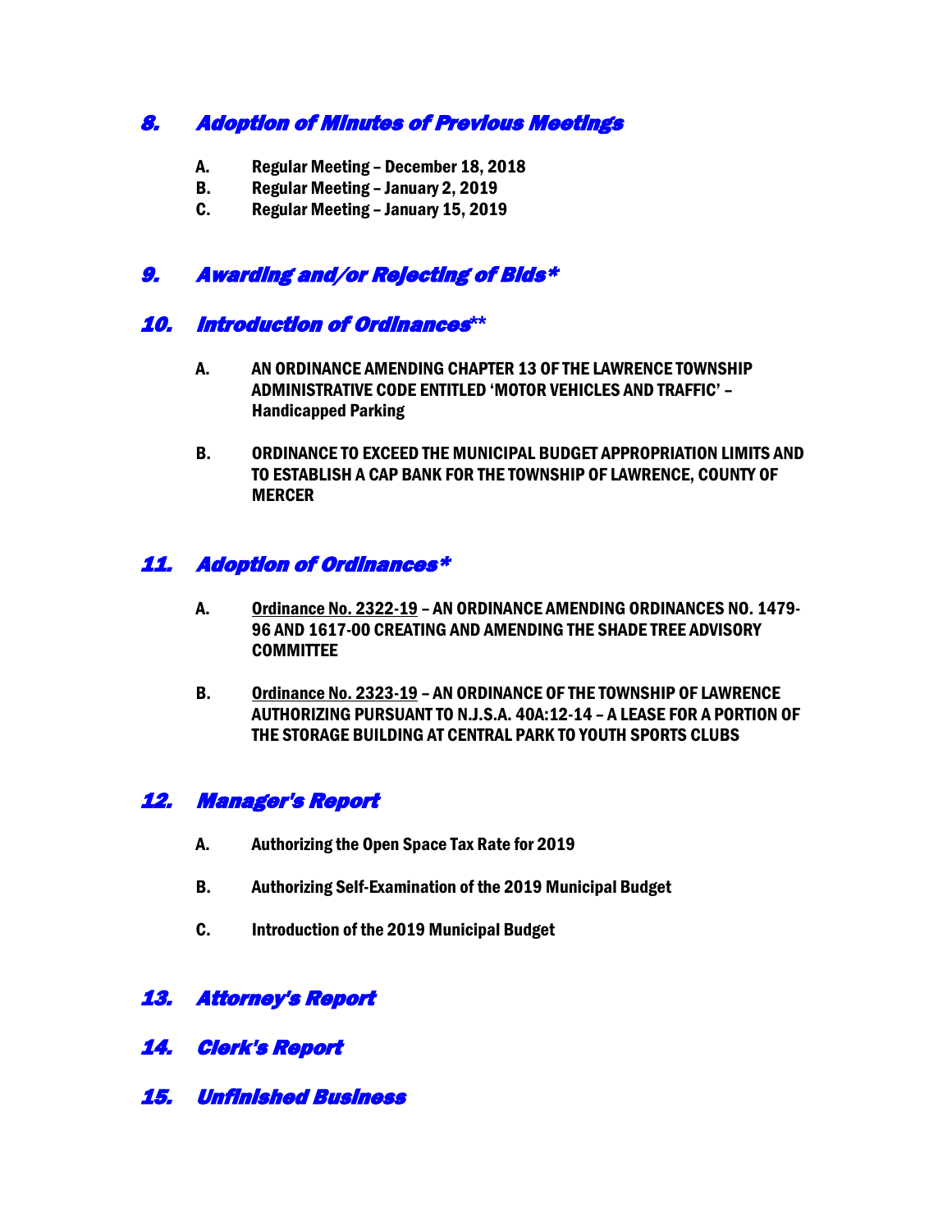## *8. Adoption of Minutes of Previous Meetings*

- **A. Regular Meeting – December 18, 2018**
- **B. Regular Meeting – January 2, 2019**
- **C. Regular Meeting – January 15, 2019**

## *9. Awarding and/or Rejecting of Bids**

## *10. Introduction of Ordinances***

**A. AN ORDINANCE AMENDING CHAPTER 13 OF THE LAWRENCE TOWNSHIP ADMINISTRATIVE CODE ENTITLED 'MOTOR VEHICLES AND TRAFFIC' – Handicapped Parking**

**B. ORDINANCE TO EXCEED THE MUNICIPAL BUDGET APPROPRIATION LIMITS AND TO ESTABLISH A CAP BANK FOR THE TOWNSHIP OF LAWRENCE, COUNTY OF MERCER**

## *11. Adoption of Ordinances**

**A. Ordinance No. 2322-19 – AN ORDINANCE AMENDING ORDINANCES NO. 1479-96 AND 1617-00 CREATING AND AMENDING THE SHADE TREE ADVISORY COMMITTEE**

**B. Ordinance No. 2323-19 – AN ORDINANCE OF THE TOWNSHIP OF LAWRENCE AUTHORIZING PURSUANT TO N.J.S.A. 40A:12-14 – A LEASE FOR A PORTION OF THE STORAGE BUILDING AT CENTRAL PARK TO YOUTH SPORTS CLUBS**

## *12. Manager's Report*

**A. Authorizing the Open Space Tax Rate for 2019**

**B. Authorizing Self-Examination of the 2019 Municipal Budget**

**C. Introduction of the 2019 Municipal Budget**

## *13. Attorney's Report*

## *14. Clerk's Report*

## *15. Unfinished Business*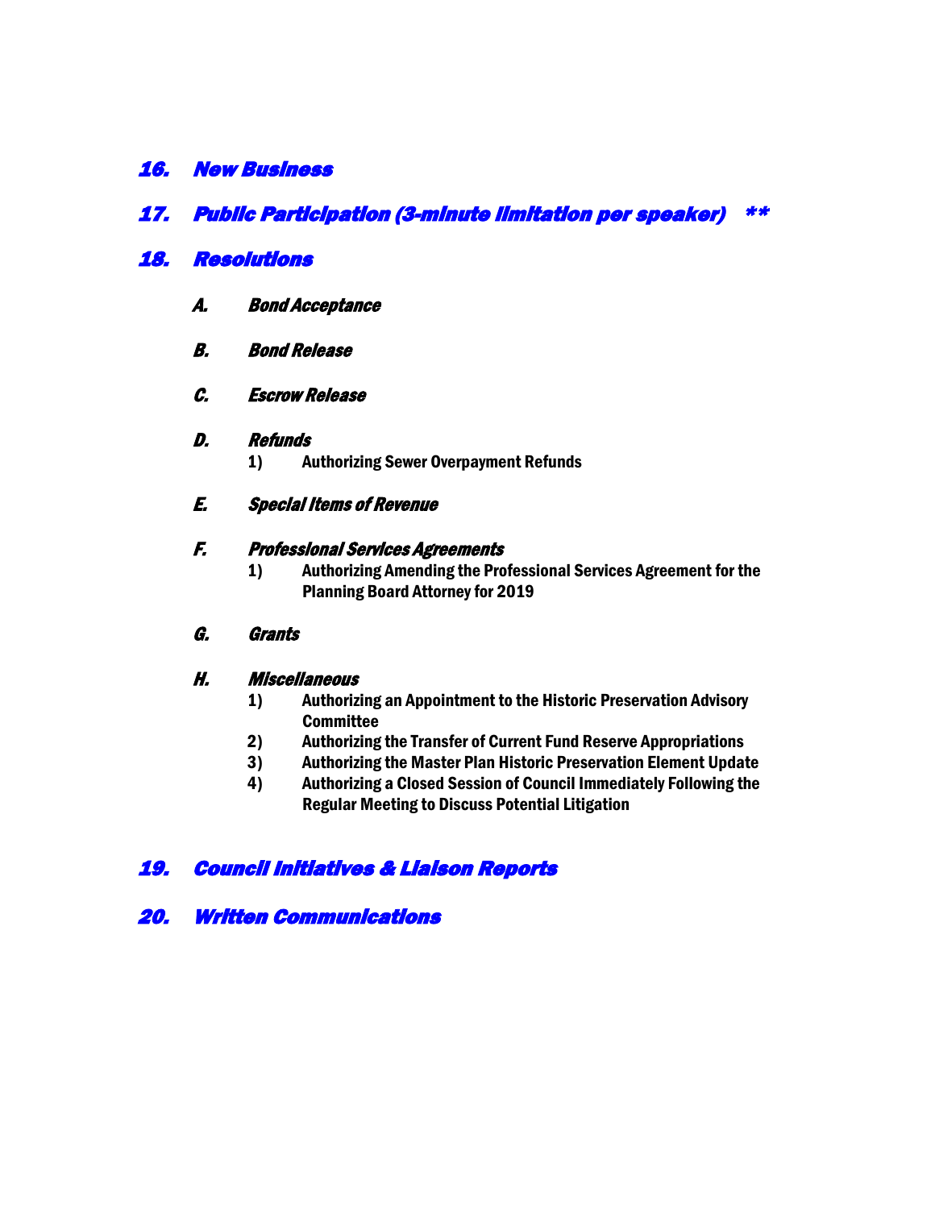## *16. New Business*

## *17. Public Participation (3-minute limitation per speaker) \*\**

## *18. Resolutions*

### *A. Bond Acceptance*

### *B. Bond Release*

### *C. Escrow Release*

### *D. Refunds*

1) **Authorizing Sewer Overpayment Refunds**

### *E. Special Items of Revenue*

### *F. Professional Services Agreements*

1) **Authorizing Amending the Professional Services Agreement for the Planning Board Attorney for 2019**

### *G. Grants*

### *H. Miscellaneous*

1) **Authorizing an Appointment to the Historic Preservation Advisory Committee**
2) **Authorizing the Transfer of Current Fund Reserve Appropriations**
3) **Authorizing the Master Plan Historic Preservation Element Update**
4) **Authorizing a Closed Session of Council Immediately Following the Regular Meeting to Discuss Potential Litigation**

## *19. Council Initiatives & Liaison Reports*

## *20. Written Communications*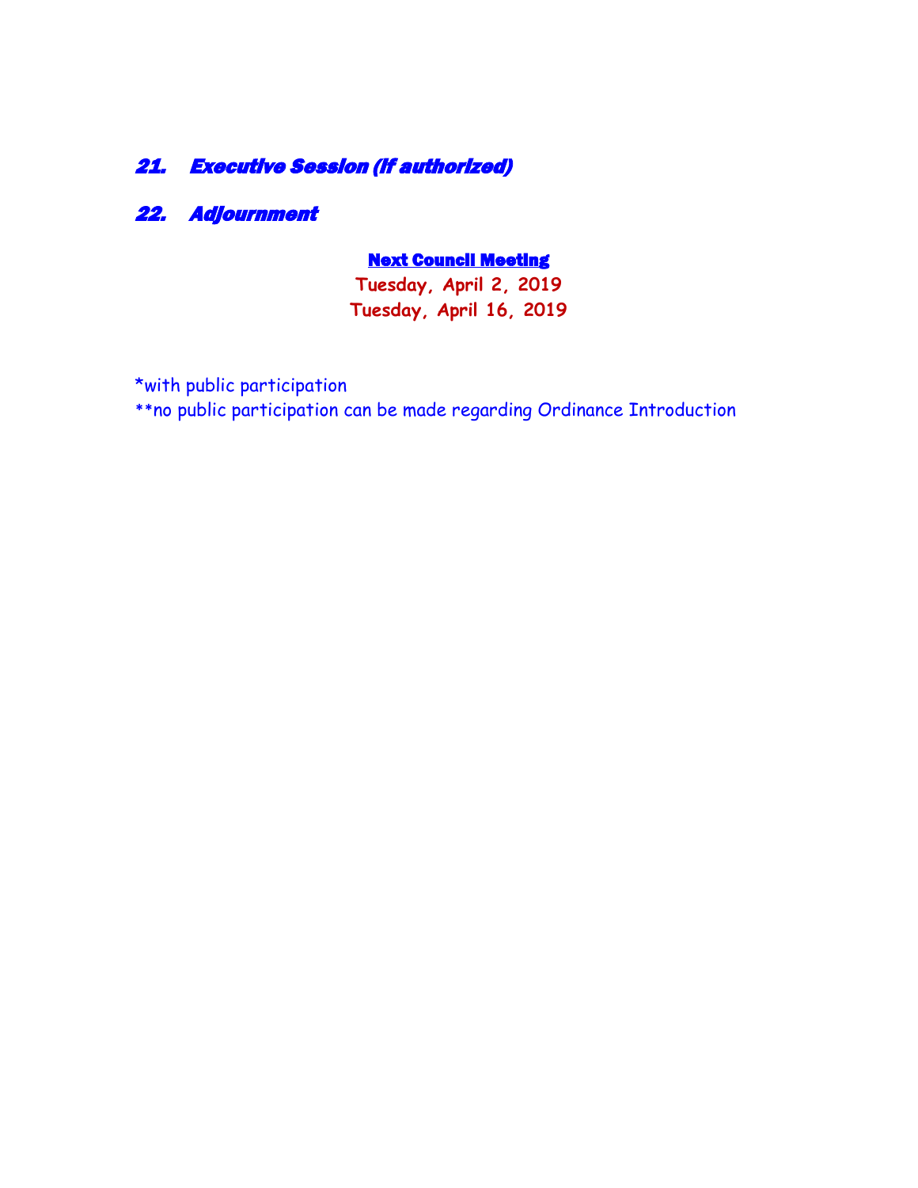## *21. Executive Session (if authorized)*

## *22. Adjournment*

**Next Council Meeting**

**Tuesday, April 2, 2019**

**Tuesday, April 16, 2019**

*with public participation

**no public participation can be made regarding Ordinance Introduction